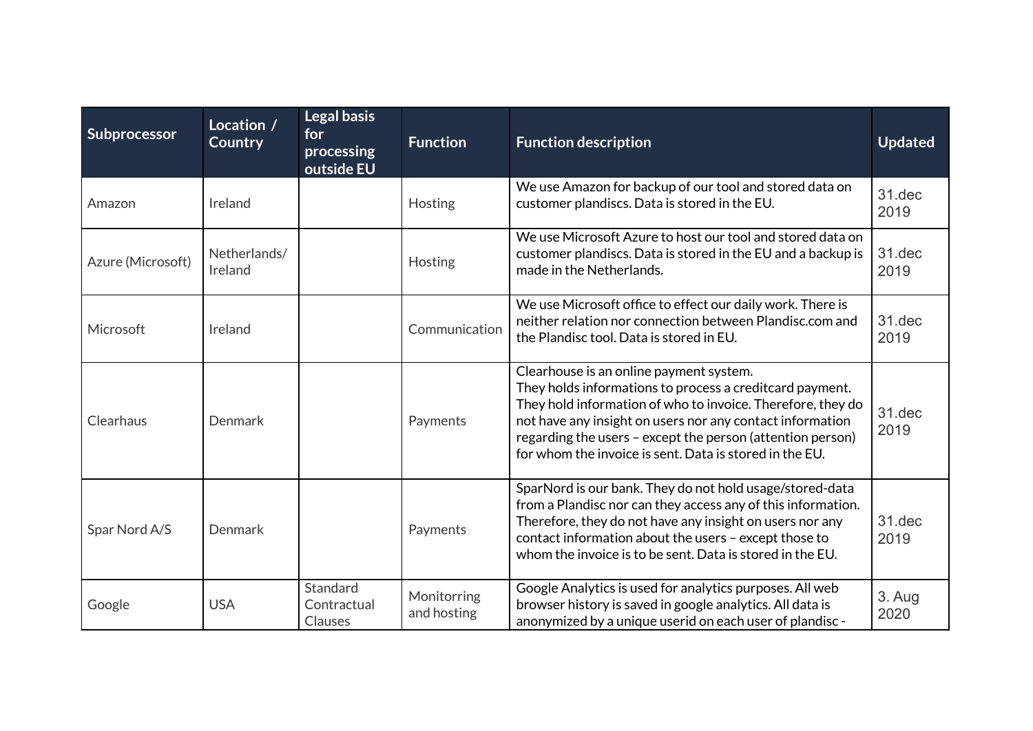| Subprocessor | Location / Country | Legal basis for processing outside EU | Function | Function description | Updated |
|---|---|---|---|---|---|
| Amazon | Ireland | | Hosting | We use Amazon for backup of our tool and stored data on customer plandiscs. Data is stored in the EU. | 31.dec 2019 |
| Azure (Microsoft) | Netherlands/ Ireland | | Hosting | We use Microsoft Azure to host our tool and stored data on customer plandiscs. Data is stored in the EU and a backup is made in the Netherlands. | 31.dec 2019 |
| Microsoft | Ireland | | Communication | We use Microsoft office to effect our daily work. There is neither relation nor connection between Plandisc.com and the Plandisc tool. Data is stored in EU. | 31.dec 2019 |
| Clearhaus | Denmark | | Payments | Clearhouse is an online payment system. They holds informations to process a creditcard payment. They hold information of who to invoice. Therefore, they do not have any insight on users nor any contact information regarding the users – except the person (attention person) for whom the invoice is sent. Data is stored in the EU. | 31.dec 2019 |
| Spar Nord A/S | Denmark | | Payments | SparNord is our bank. They do not hold usage/stored-data from a Plandisc nor can they access any of this information. Therefore, they do not have any insight on users nor any contact information about the users – except those to whom the invoice is to be sent. Data is stored in the EU. | 31.dec 2019 |
| Google | USA | Standard Contractual Clauses | Monitorring and hosting | Google Analytics is used for analytics purposes. All web browser history is saved in google analytics. All data is anonymized by a unique userid on each user of plandisc - | 3. Aug 2020 |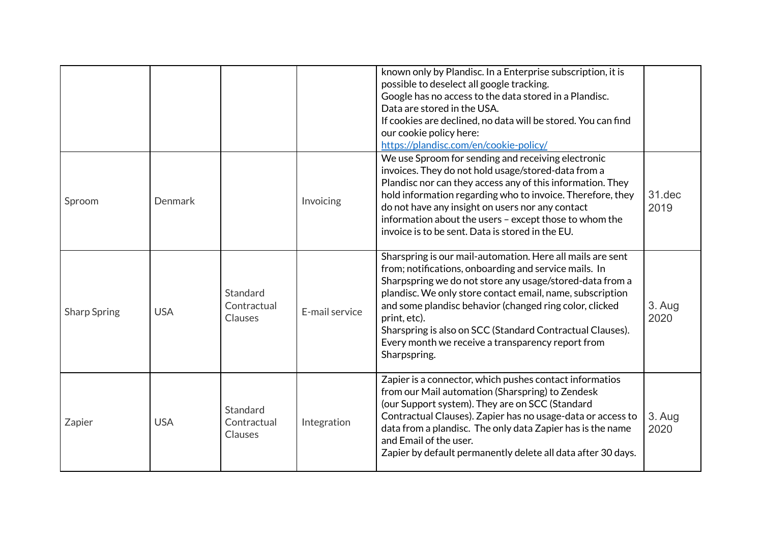| | | | | known only by Plandisc. In a Enterprise subscription, it is possible to deselect all google tracking.<br>Google has no access to the data stored in a Plandisc.<br>Data are stored in the USA.<br>If cookies are declined, no data will be stored. You can find our cookie policy here:<br>https://plandisc.com/en/cookie-policy/ | |
|---|---|---|---|---|---|
| Sproom | Denmark | | Invoicing | We use Sproom for sending and receiving electronic invoices. They do not hold usage/stored-data from a Plandisc nor can they access any of this information. They hold information regarding who to invoice. Therefore, they do not have any insight on users nor any contact information about the users – except those to whom the invoice is to be sent. Data is stored in the EU. | 31.dec 2019 |
| Sharp Spring | USA | Standard Contractual Clauses | E-mail service | Sharspring is our mail-automation. Here all mails are sent from; notifications, onboarding and service mails. In Sharpspring we do not store any usage/stored-data from a plandisc. We only store contact email, name, subscription and some plandisc behavior (changed ring color, clicked print, etc).<br>Sharspring is also on SCC (Standard Contractual Clauses). Every month we receive a transparency report from Sharpspring. | 3. Aug 2020 |
| Zapier | USA | Standard Contractual Clauses | Integration | Zapier is a connector, which pushes contact informatios from our Mail automation (Sharspring) to Zendesk (our Support system). They are on SCC (Standard Contractual Clauses). Zapier has no usage-data or access to data from a plandisc. The only data Zapier has is the name and Email of the user.<br>Zapier by default permanently delete all data after 30 days. | 3. Aug 2020 |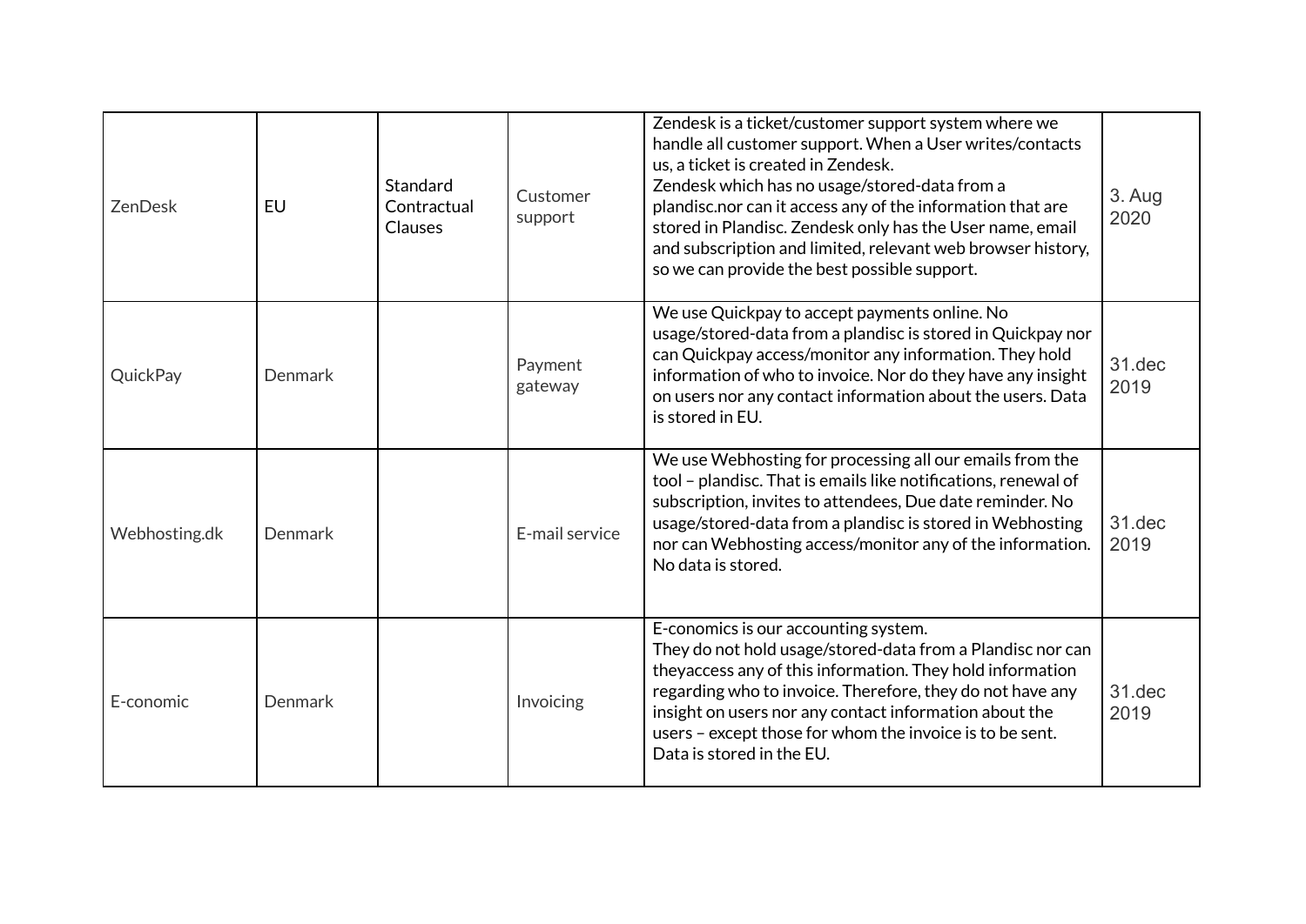| | | | | | |
|---|---|---|---|---|---|
| ZenDesk | EU | Standard Contractual Clauses | Customer support | Zendesk is a ticket/customer support system where we handle all customer support. When a User writes/contacts us, a ticket is created in Zendesk. Zendesk which has no usage/stored-data from a plandisc.nor can it access any of the information that are stored in Plandisc. Zendesk only has the User name, email and subscription and limited, relevant web browser history, so we can provide the best possible support. | 3. Aug 2020 |
| QuickPay | Denmark | | Payment gateway | We use Quickpay to accept payments online. No usage/stored-data from a plandisc is stored in Quickpay nor can Quickpay access/monitor any information. They hold information of who to invoice. Nor do they have any insight on users nor any contact information about the users. Data is stored in EU. | 31.dec 2019 |
| Webhosting.dk | Denmark | | E-mail service | We use Webhosting for processing all our emails from the tool – plandisc. That is emails like notifications, renewal of subscription, invites to attendees, Due date reminder. No usage/stored-data from a plandisc is stored in Webhosting nor can Webhosting access/monitor any of the information. No data is stored. | 31.dec 2019 |
| E-conomic | Denmark | | Invoicing | E-conomics is our accounting system. They do not hold usage/stored-data from a Plandisc nor can theyaccess any of this information. They hold information regarding who to invoice. Therefore, they do not have any insight on users nor any contact information about the users – except those for whom the invoice is to be sent. Data is stored in the EU. | 31.dec 2019 |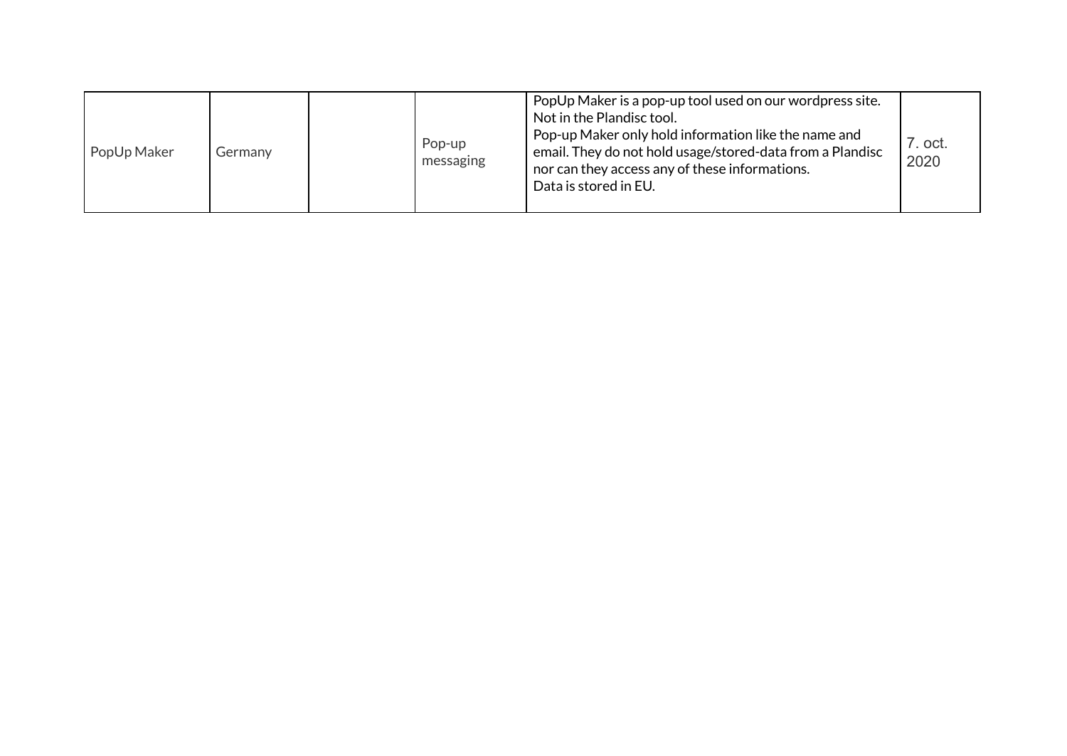| | | | | | |
|---|---|---|---|---|---|
| PopUp Maker | Germany | | Pop-up messaging | PopUp Maker is a pop-up tool used on our wordpress site. Not in the Plandisc tool.<br>Pop-up Maker only hold information like the name and email. They do not hold usage/stored-data from a Plandisc nor can they access any of these informations.<br>Data is stored in EU. | 7. oct. 2020 |